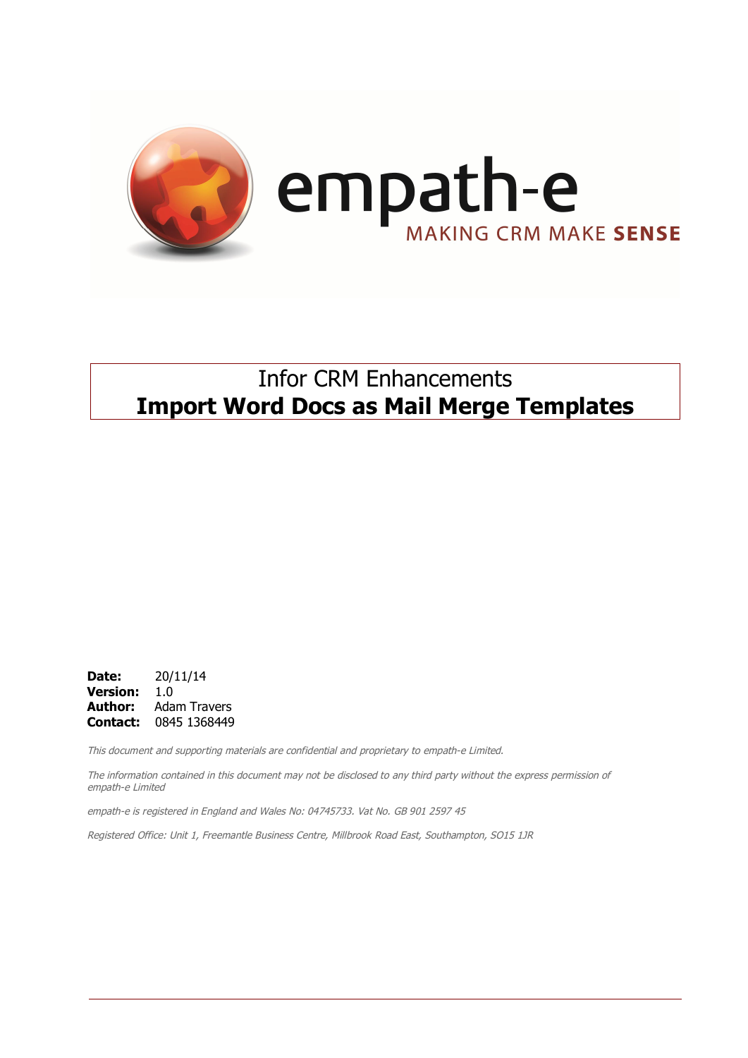empath-e

MAKING CRM MAKE **SENSE**

# Infor CRM Enhancements
# **Import Word Docs as Mail Merge Templates**

**Date:** 20/11/14
**Version:** 1.0
**Author:** Adam Travers
**Contact:** 0845 1368449

*This document and supporting materials are confidential and proprietary to empath-e Limited.*

*The information contained in this document may not be disclosed to any third party without the express permission of empath-e Limited*

*empath-e is registered in England and Wales No: 04745733. Vat No. GB 901 2597 45*

*Registered Office: Unit 1, Freemantle Business Centre, Millbrook Road East, Southampton, SO15 1JR*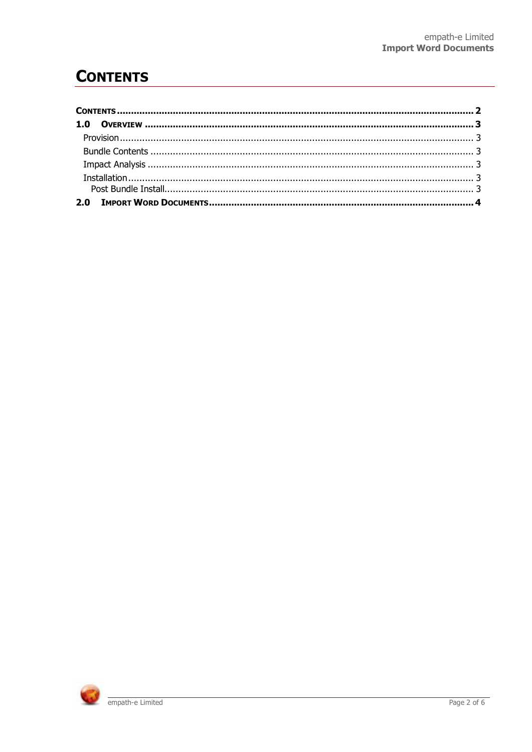# CONTENTS

CONTENTS ........................................................................................................................... 2

1.0 OVERVIEW ................................................................................................................... 3

- Provision ............................................................................................................................ 3
- Bundle Contents ................................................................................................................. 3
- Impact Analysis .................................................................................................................. 3
- Installation .......................................................................................................................... 3
  - Post Bundle Install ........................................................................................................... 3

2.0 IMPORT WORD DOCUMENTS ......................................................................................... 4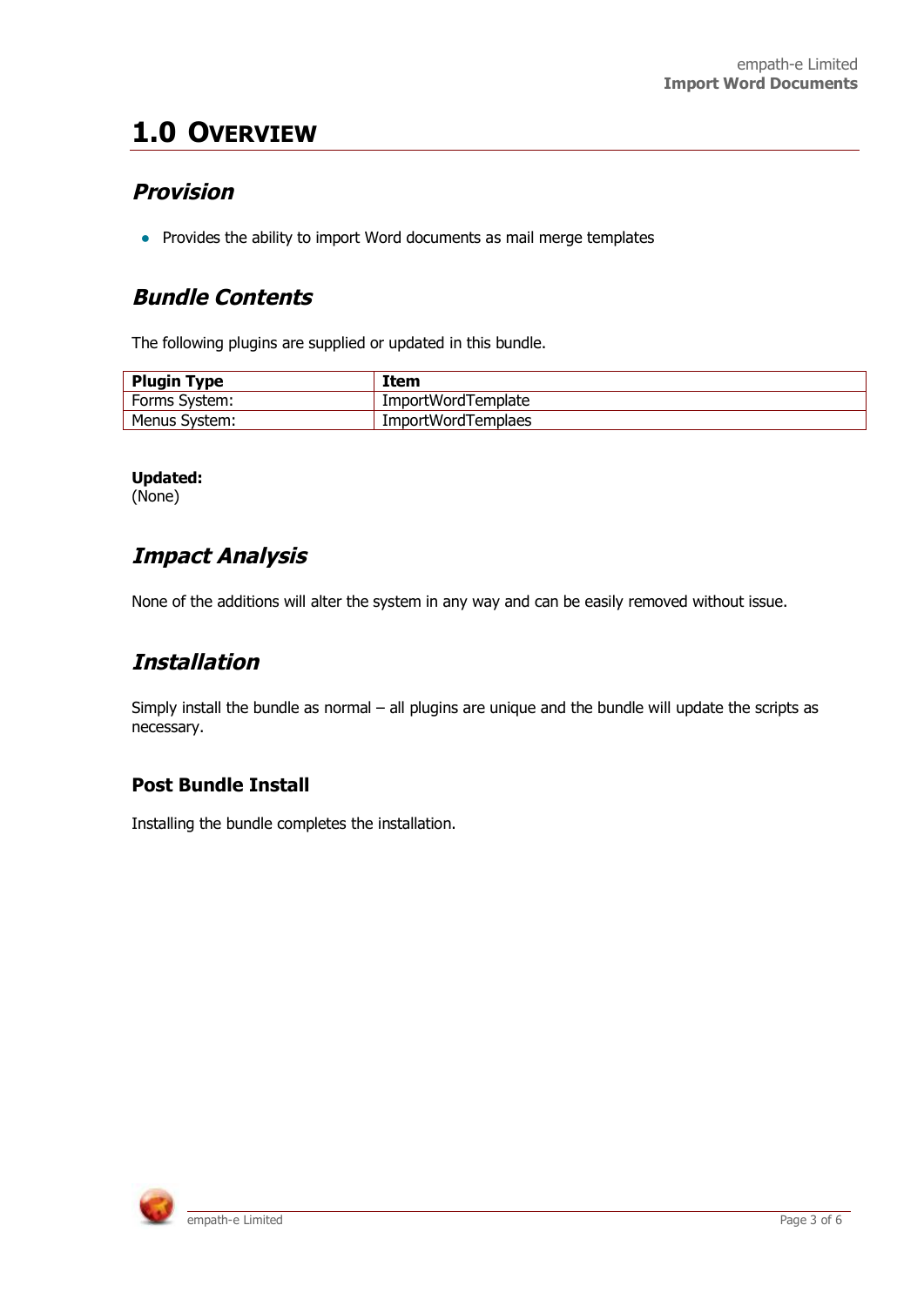# 1.0 OVERVIEW

## *Provision*

- Provides the ability to import Word documents as mail merge templates

## *Bundle Contents*

The following plugins are supplied or updated in this bundle.

| Plugin Type | Item |
|---|---|
| Forms System: | ImportWordTemplate |
| Menus System: | ImportWordTemplaes |

**Updated:**
(None)

## *Impact Analysis*

None of the additions will alter the system in any way and can be easily removed without issue.

## *Installation*

Simply install the bundle as normal – all plugins are unique and the bundle will update the scripts as necessary.

### Post Bundle Install

Installing the bundle completes the installation.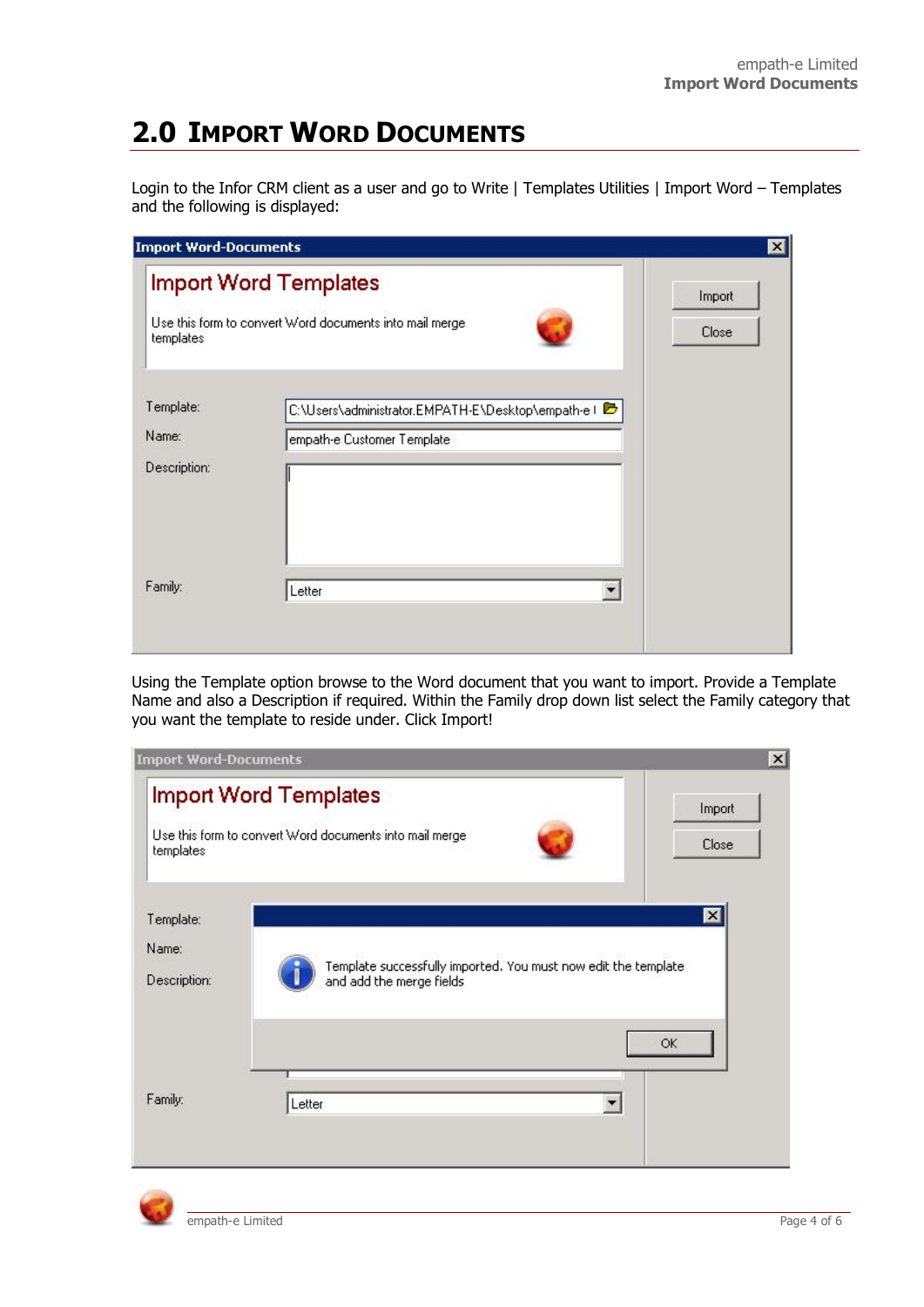## 2.0 Import Word Documents

Login to the Infor CRM client as a user and go to Write | Templates Utilities | Import Word – Templates and the following is displayed:

Using the Template option browse to the Word document that you want to import. Provide a Template Name and also a Description if required. Within the Family drop down list select the Family category that you want the template to reside under. Click Import!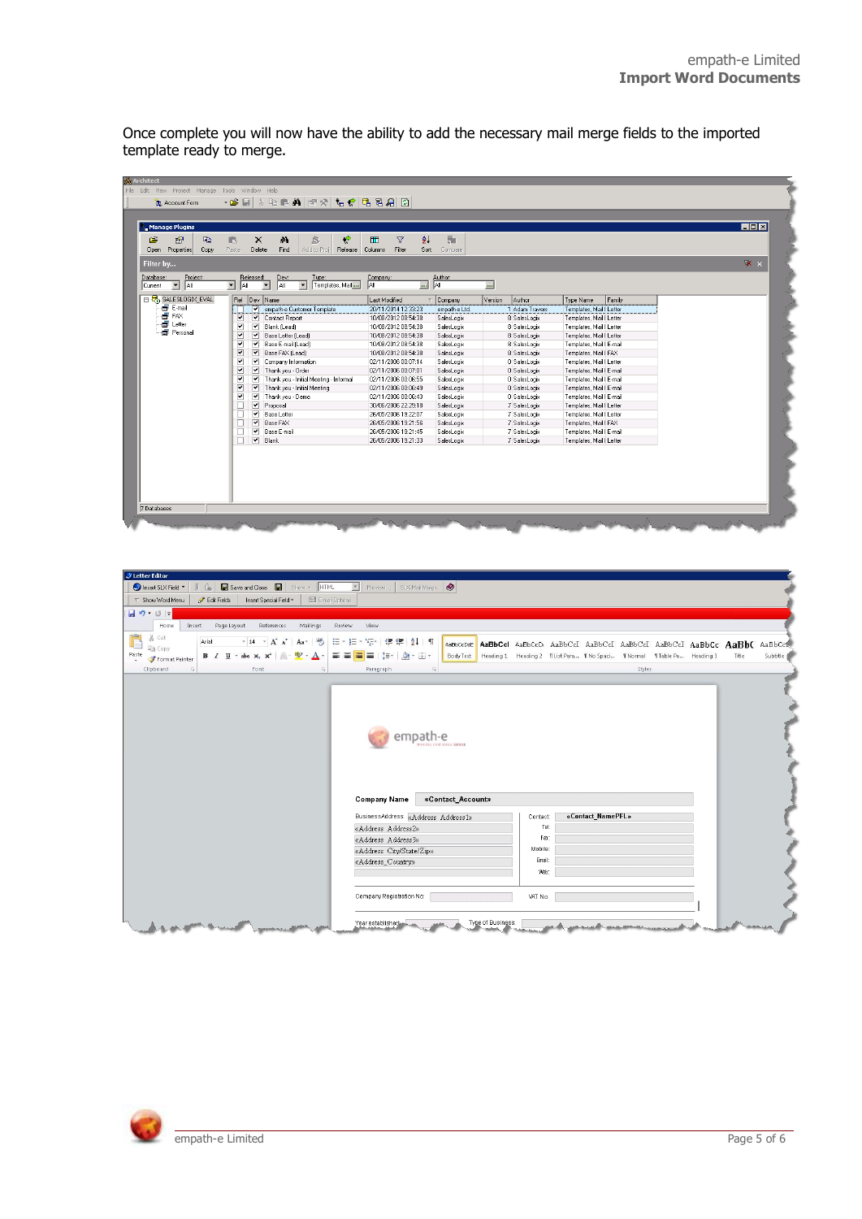Once complete you will now have the ability to add the necessary mail merge fields to the imported template ready to merge.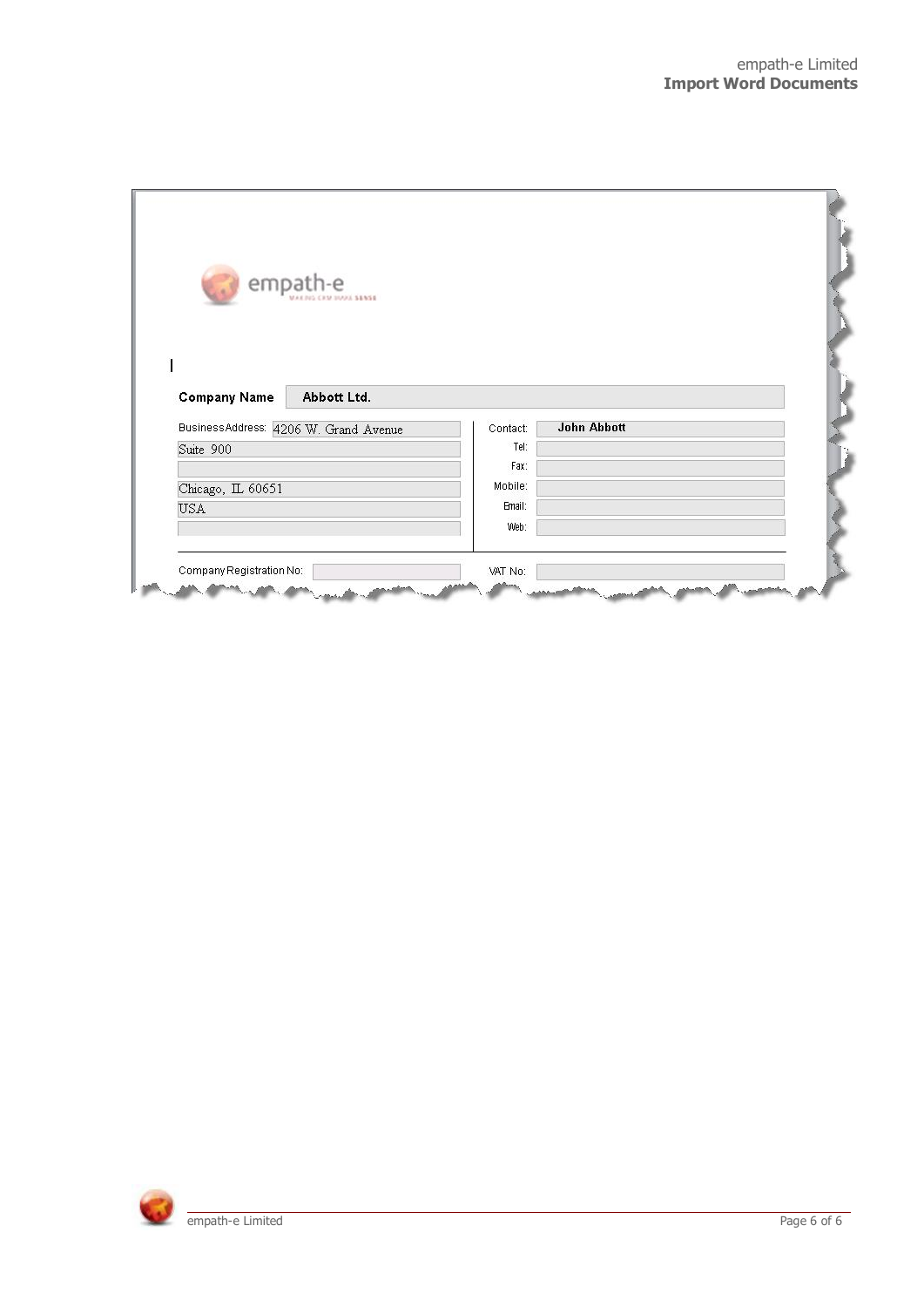empath-e

MAKING CRM MAKE SENSE

| | | | |
|---|---|---|---|
| **Company Name** | **Abbott Ltd.** | | |
| Business Address: | 4206 W. Grand Avenue | Contact: | **John Abbott** |
| | Suite 900 | Tel: | |
| | | Fax: | |
| | Chicago, IL 60651 | Mobile: | |
| | USA | Email: | |
| | | Web: | |
| Company Registration No: | | VAT No: | |